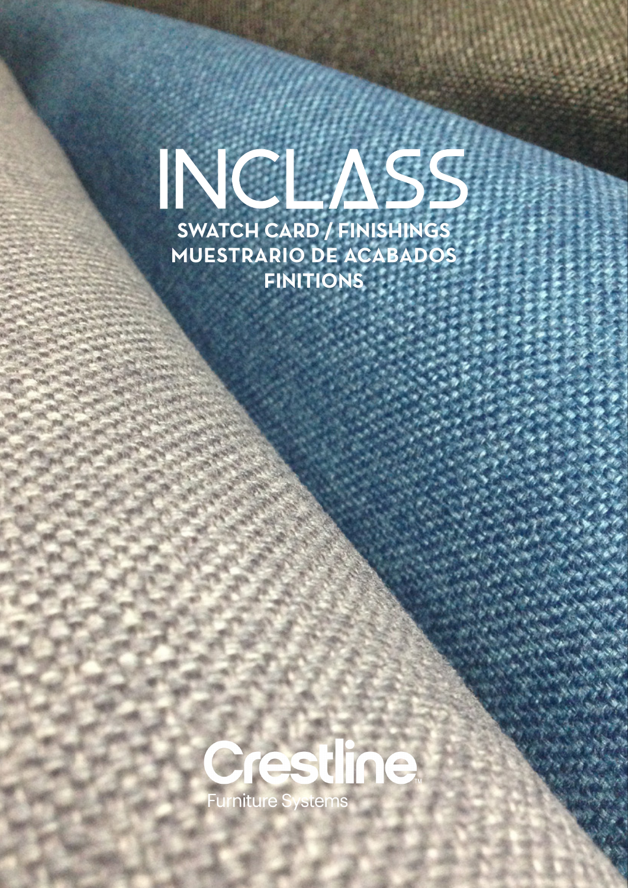# INCLASS

**SWATCH CARD / FINISHINGS**
**MUESTRARIO DE ACABADOS**
**FINITIONS**

Crestline™
Furniture Systems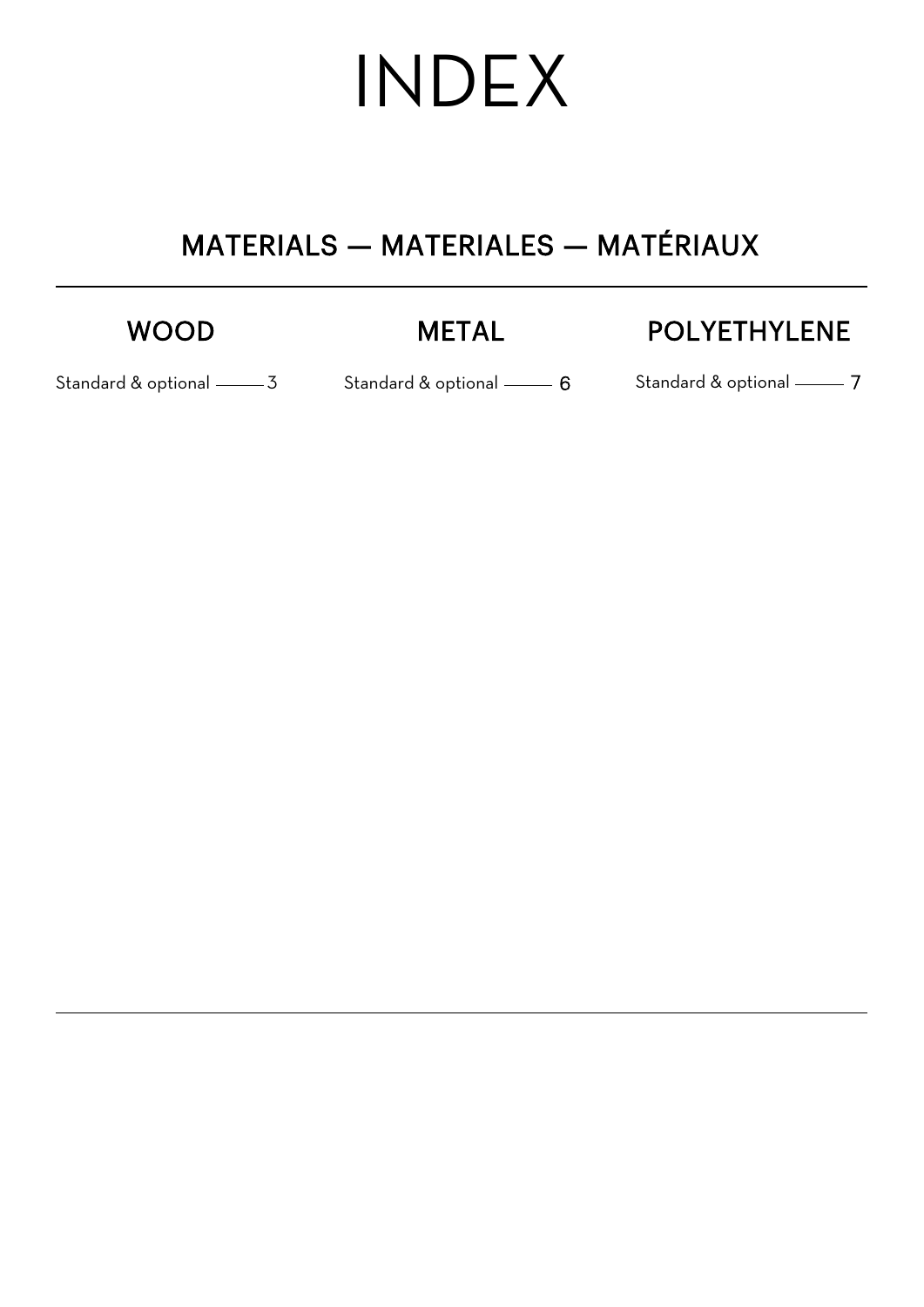# INDEX

## MATERIALS — MATERIALES — MATÉRIAUX

### WOOD

Standard & optional ——— 3

### METAL

Standard & optional ——— 6

### POLYETHYLENE

Standard & optional ——— 7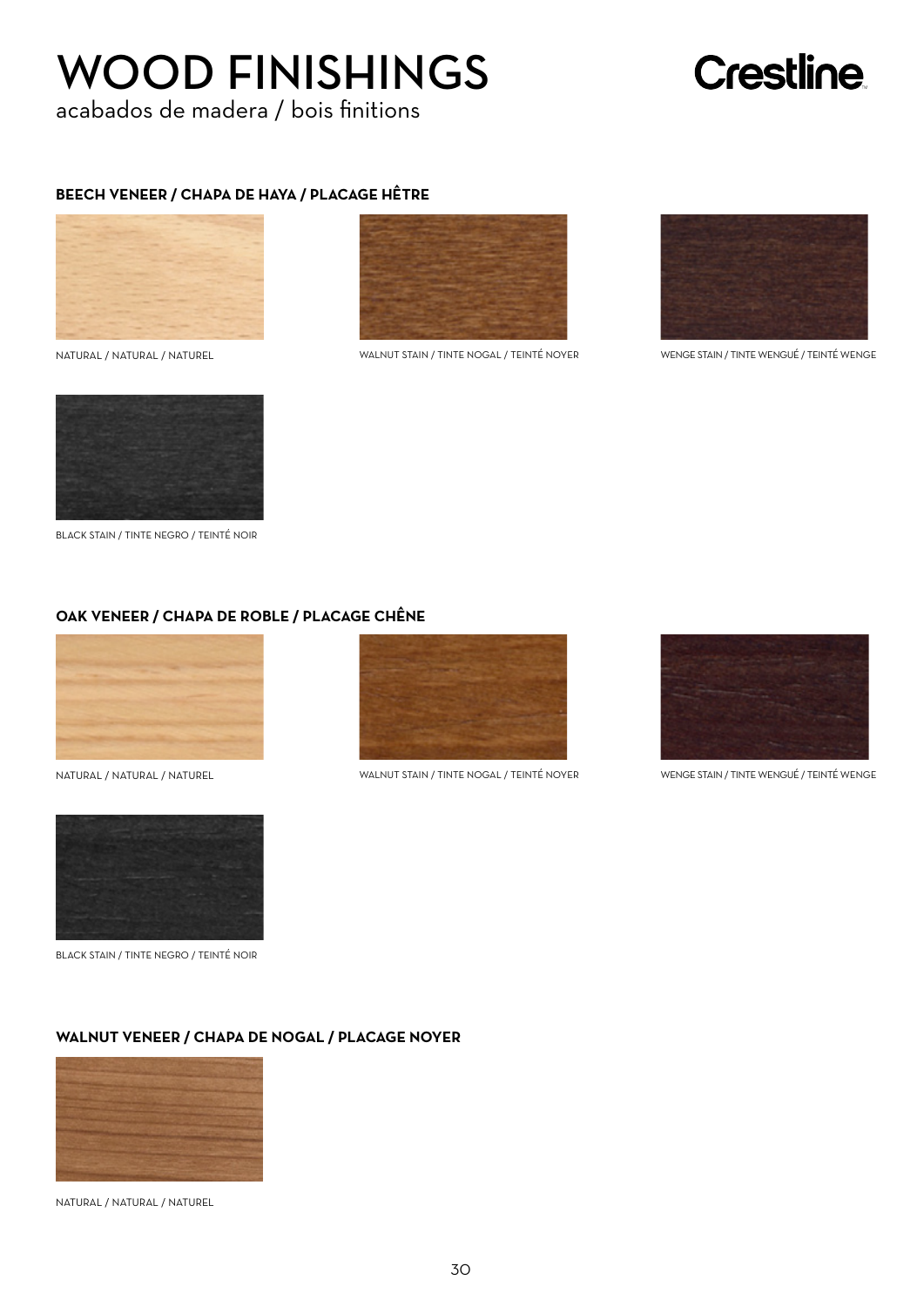# WOOD FINISHINGS

acabados de madera / bois finitions

Crestline

## BEECH VENEER / CHAPA DE HAYA / PLACAGE HÊTRE

NATURAL / NATURAL / NATUREL

WALNUT STAIN / TINTE NOGAL / TEINTÉ NOYER

WENGE STAIN / TINTE WENGUÉ / TEINTÉ WENGE

BLACK STAIN / TINTE NEGRO / TEINTÉ NOIR

## OAK VENEER / CHAPA DE ROBLE / PLACAGE CHÊNE

NATURAL / NATURAL / NATUREL

WALNUT STAIN / TINTE NOGAL / TEINTÉ NOYER

WENGE STAIN / TINTE WENGUÉ / TEINTÉ WENGE

BLACK STAIN / TINTE NEGRO / TEINTÉ NOIR

## WALNUT VENEER / CHAPA DE NOGAL / PLACAGE NOYER

NATURAL / NATURAL / NATUREL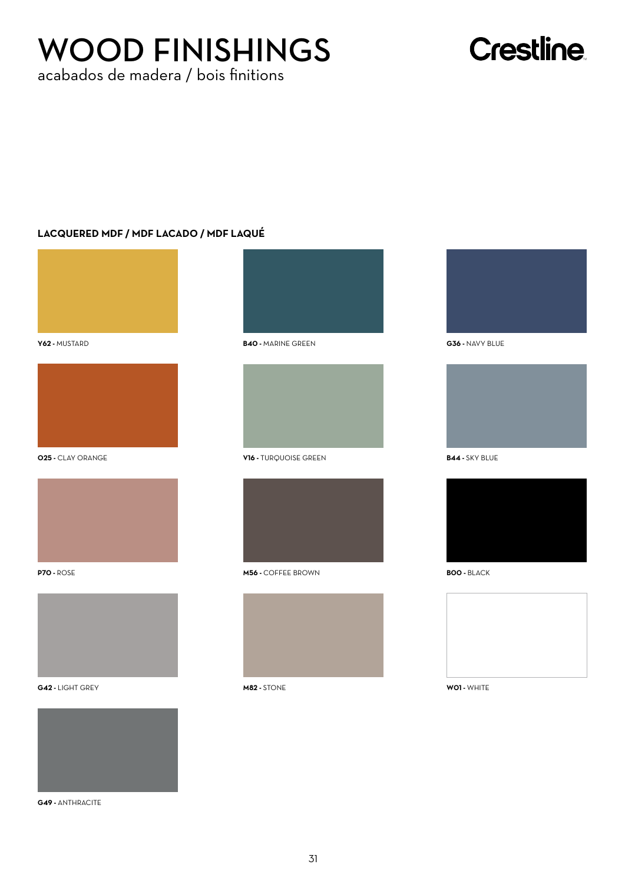# WOOD FINISHINGS

acabados de madera / bois finitions

Crestline

## LACQUERED MDF / MDF LACADO / MDF LAQUÉ

**Y62 -** MUSTARD

**B40 -** MARINE GREEN

**G36 -** NAVY BLUE

**O25 -** CLAY ORANGE

**V16 -** TURQUOISE GREEN

**B44 -** SKY BLUE

**P70 -** ROSE

**M56 -** COFFEE BROWN

**B00 -** BLACK

**G42 -** LIGHT GREY

**M82 -** STONE

**W01 -** WHITE

**G49 -** ANTHRACITE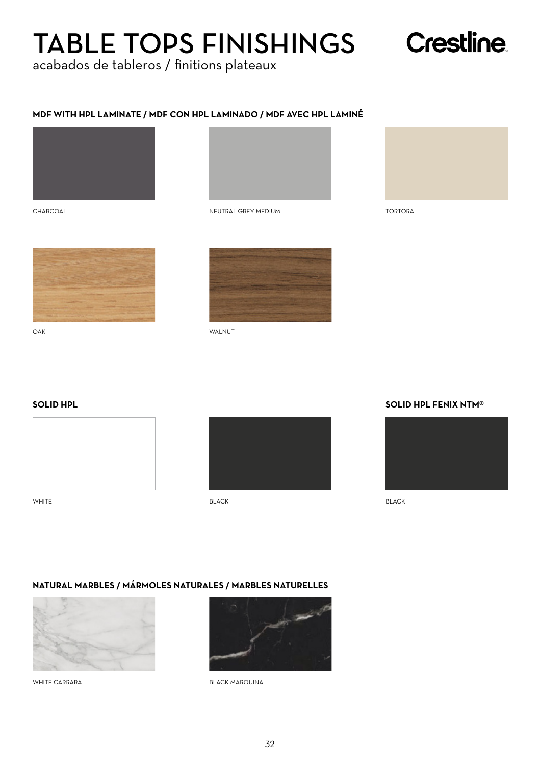# TABLE TOPS FINISHINGS

acabados de tableros / finitions plateaux

Crestline

### MDF WITH HPL LAMINATE / MDF CON HPL LAMINADO / MDF AVEC HPL LAMINÉ

CHARCOAL

NEUTRAL GREY MEDIUM

TORTORA

OAK

WALNUT

### SOLID HPL

WHITE

BLACK

### SOLID HPL FENIX NTM®

BLACK

### NATURAL MARBLES / MÁRMOLES NATURALES / MARBLES NATURELLES

WHITE CARRARA

BLACK MARQUINA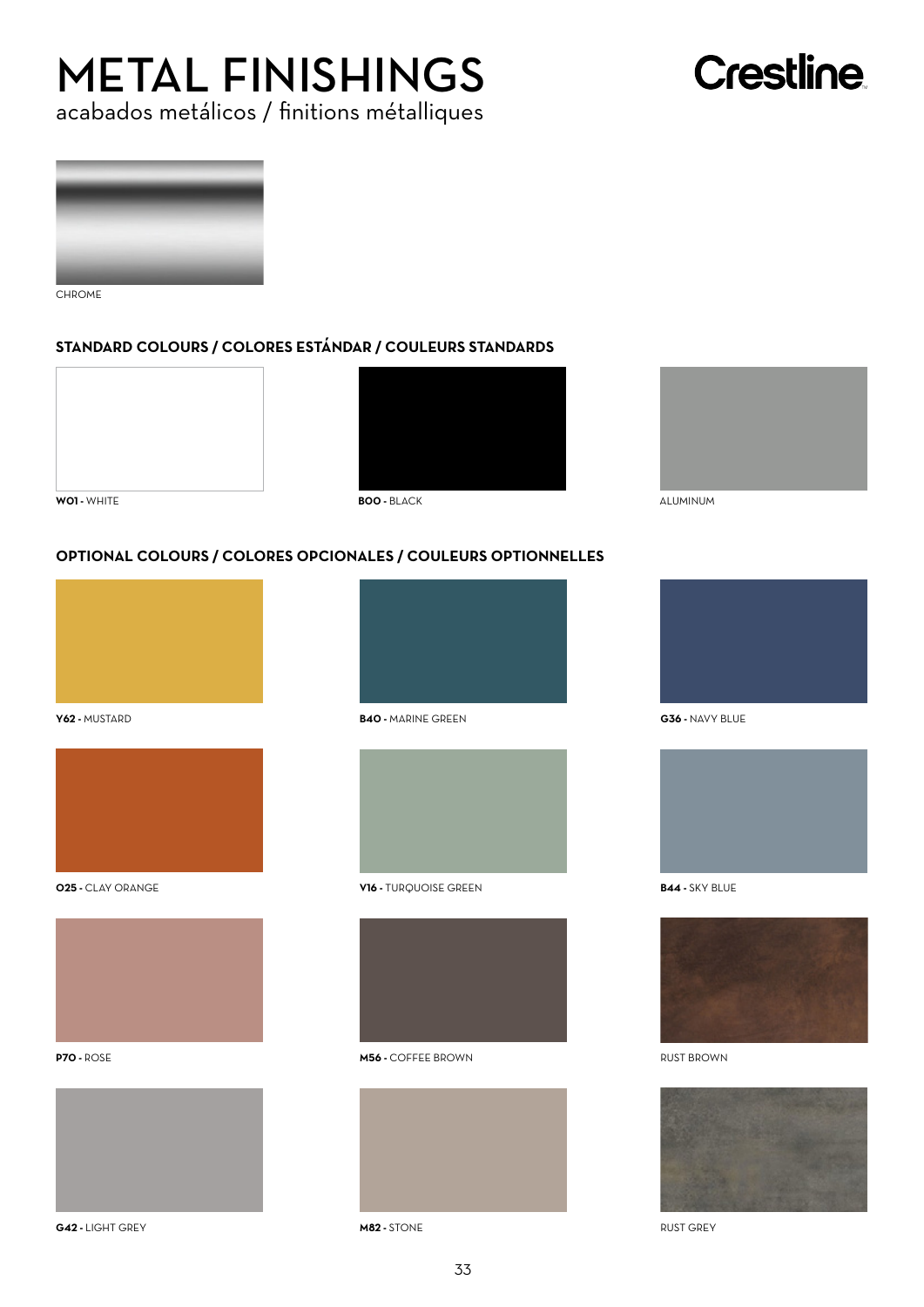# METAL FINISHINGS

acabados metálicos / finitions métalliques

Crestline

CHROME

## STANDARD COLOURS / COLORES ESTÁNDAR / COULEURS STANDARDS

**W01 -** WHITE

**B00 -** BLACK

ALUMINUM

## OPTIONAL COLOURS / COLORES OPCIONALES / COULEURS OPTIONNELLES

**Y62 -** MUSTARD

**B40 -** MARINE GREEN

**G36 -** NAVY BLUE

**O25 -** CLAY ORANGE

**V16 -** TURQUOISE GREEN

**B44 -** SKY BLUE

**P70 -** ROSE

**M56 -** COFFEE BROWN

RUST BROWN

**G42 -** LIGHT GREY

**M82 -** STONE

RUST GREY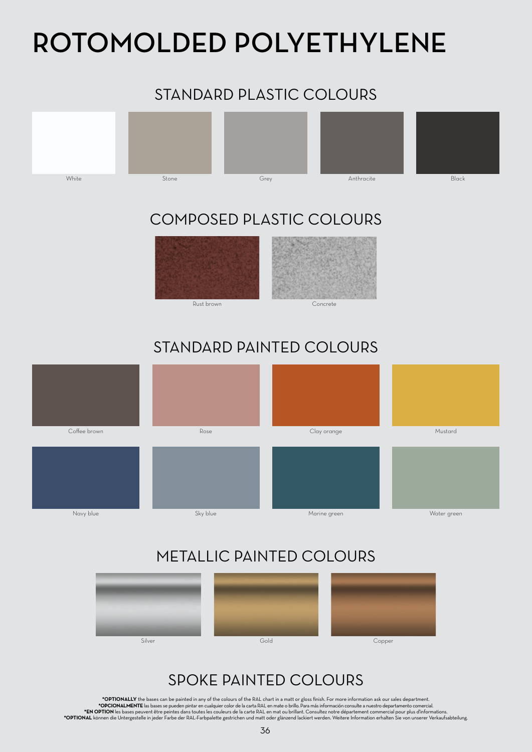# ROTOMOLDED POLYETHYLENE

## STANDARD PLASTIC COLOURS

White

Stone

Grey

Anthracite

Black

## COMPOSED PLASTIC COLOURS

Rust brown

Concrete

## STANDARD PAINTED COLOURS

Coffee brown

Rose

Clay orange

Mustard

Navy blue

Sky blue

Marine green

Water green

## METALLIC PAINTED COLOURS

Silver

Gold

Copper

## SPOKE PAINTED COLOURS

**\*OPTIONALLY** the bases can be painted in any of the colours of the RAL chart in a matt or gloss finish. For more information ask our sales department.

**\*OPCIONALMENTE** las bases se pueden pintar en cualquier color de la carta RAL en mate o brillo. Para más información consulte a nuestro departamento comercial.

**\*EN OPTION** les bases peuvent être peintes dans toutes les couleurs de la carte RAL en mat ou brillant. Consultez notre département commercial pour plus d'informations.

**\*OPTIONAL** können die Untergestelle in jeder Farbe der RAL-Farbpalette gestrichen und matt oder glänzend lackiert werden. Weitere Information erhalten Sie von unserer Verkaufsabteilung.